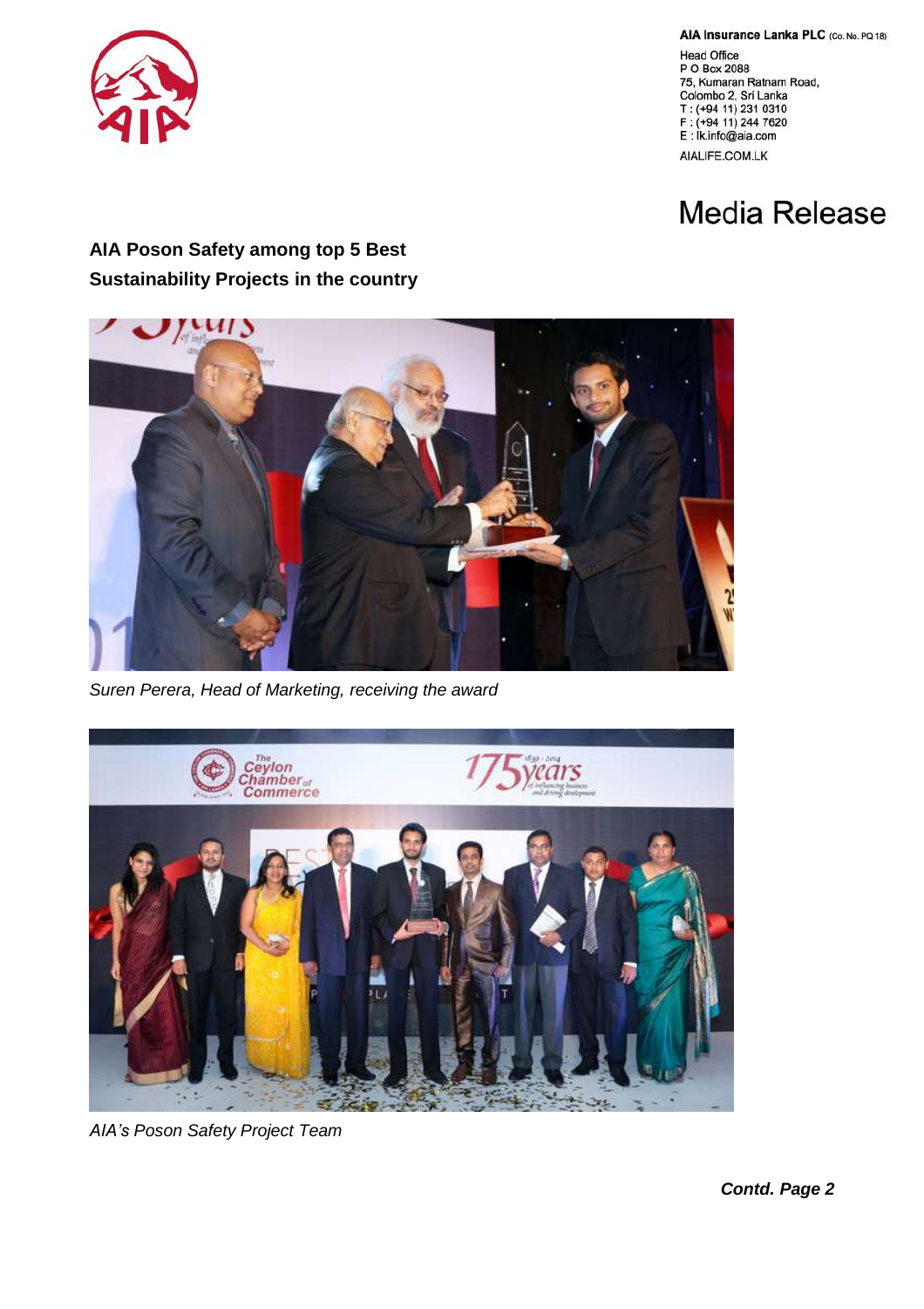**AIA Insurance Lanka PLC** (Co. No. PQ 18)

Head Office
P O Box 2088
75, Kumaran Ratnam Road,
Colombo 2. Sri Lanka
T : (+94 11) 231 0310
F : (+94 11) 244 7620
E : lk.info@aia.com
AIALIFE.COM.LK

# Media Release

**AIA Poson Safety among top 5 Best Sustainability Projects in the country**

*Suren Perera, Head of Marketing, receiving the award*

*AIA's Poson Safety Project Team*

***Contd. Page 2***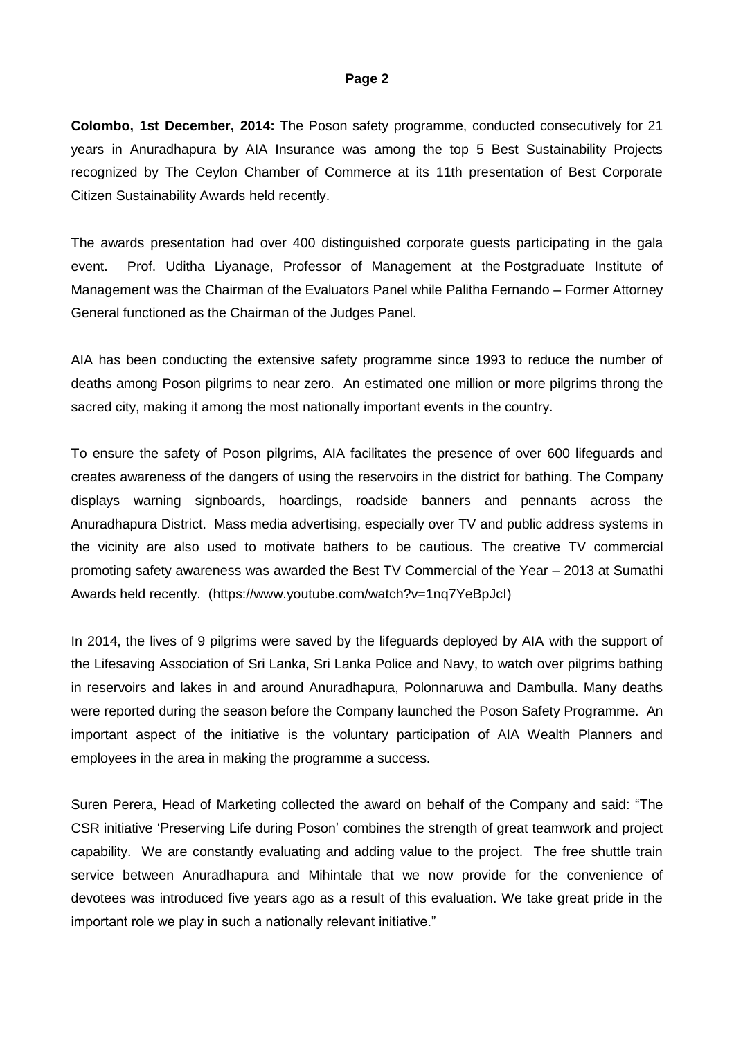**Colombo, 1st December, 2014:** The Poson safety programme, conducted consecutively for 21 years in Anuradhapura by AIA Insurance was among the top 5 Best Sustainability Projects recognized by The Ceylon Chamber of Commerce at its 11th presentation of Best Corporate Citizen Sustainability Awards held recently.

The awards presentation had over 400 distinguished corporate guests participating in the gala event. Prof. Uditha Liyanage, Professor of Management at the Postgraduate Institute of Management was the Chairman of the Evaluators Panel while Palitha Fernando – Former Attorney General functioned as the Chairman of the Judges Panel.

AIA has been conducting the extensive safety programme since 1993 to reduce the number of deaths among Poson pilgrims to near zero. An estimated one million or more pilgrims throng the sacred city, making it among the most nationally important events in the country.

To ensure the safety of Poson pilgrims, AIA facilitates the presence of over 600 lifeguards and creates awareness of the dangers of using the reservoirs in the district for bathing. The Company displays warning signboards, hoardings, roadside banners and pennants across the Anuradhapura District. Mass media advertising, especially over TV and public address systems in the vicinity are also used to motivate bathers to be cautious. The creative TV commercial promoting safety awareness was awarded the Best TV Commercial of the Year – 2013 at Sumathi Awards held recently. (https://www.youtube.com/watch?v=1nq7YeBpJcI)

In 2014, the lives of 9 pilgrims were saved by the lifeguards deployed by AIA with the support of the Lifesaving Association of Sri Lanka, Sri Lanka Police and Navy, to watch over pilgrims bathing in reservoirs and lakes in and around Anuradhapura, Polonnaruwa and Dambulla. Many deaths were reported during the season before the Company launched the Poson Safety Programme. An important aspect of the initiative is the voluntary participation of AIA Wealth Planners and employees in the area in making the programme a success.

Suren Perera, Head of Marketing collected the award on behalf of the Company and said: "The CSR initiative 'Preserving Life during Poson' combines the strength of great teamwork and project capability. We are constantly evaluating and adding value to the project. The free shuttle train service between Anuradhapura and Mihintale that we now provide for the convenience of devotees was introduced five years ago as a result of this evaluation. We take great pride in the important role we play in such a nationally relevant initiative."